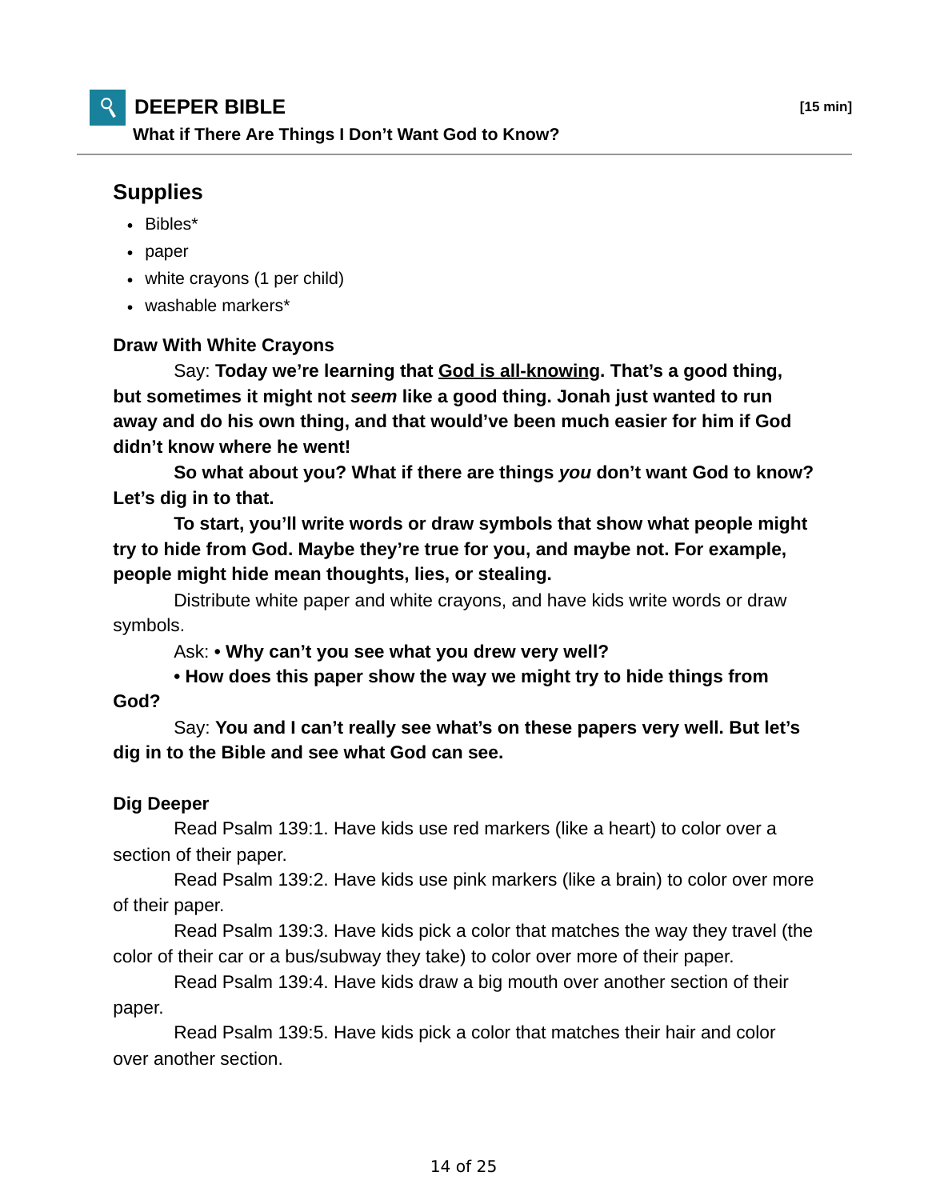# DEEPER BIBLE

**[15 min]**

**What if There Are Things I Don't Want God to Know?**

## Supplies

- Bibles*
- paper
- white crayons (1 per child)
- washable markers*

**Draw With White Crayons**

Say: **Today we're learning that <u>God is all-knowing</u>. That's a good thing, but sometimes it might not *seem* like a good thing. Jonah just wanted to run away and do his own thing, and that would've been much easier for him if God didn't know where he went!**

**So what about you? What if there are things *you* don't want God to know? Let's dig in to that.**

**To start, you'll write words or draw symbols that show what people might try to hide from God. Maybe they're true for you, and maybe not. For example, people might hide mean thoughts, lies, or stealing.**

Distribute white paper and white crayons, and have kids write words or draw symbols.

Ask: **• Why can't you see what you drew very well?**

**• How does this paper show the way we might try to hide things from God?**

Say: **You and I can't really see what's on these papers very well. But let's dig in to the Bible and see what God can see.**

**Dig Deeper**

Read Psalm 139:1. Have kids use red markers (like a heart) to color over a section of their paper.

Read Psalm 139:2. Have kids use pink markers (like a brain) to color over more of their paper.

Read Psalm 139:3. Have kids pick a color that matches the way they travel (the color of their car or a bus/subway they take) to color over more of their paper.

Read Psalm 139:4. Have kids draw a big mouth over another section of their paper.

Read Psalm 139:5. Have kids pick a color that matches their hair and color over another section.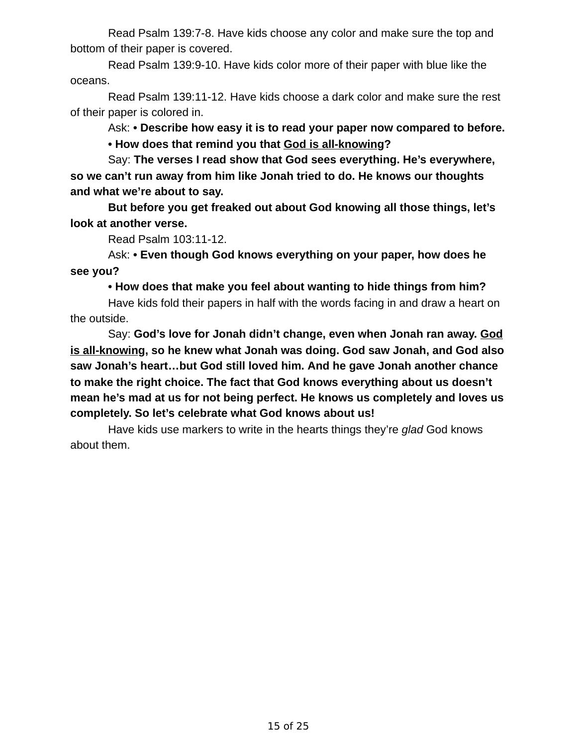Read Psalm 139:7-8. Have kids choose any color and make sure the top and bottom of their paper is covered.

Read Psalm 139:9-10. Have kids color more of their paper with blue like the oceans.

Read Psalm 139:11-12. Have kids choose a dark color and make sure the rest of their paper is colored in.

Ask: **• Describe how easy it is to read your paper now compared to before.**

**• How does that remind you that God is all-knowing?**

Say: **The verses I read show that God sees everything. He's everywhere, so we can't run away from him like Jonah tried to do. He knows our thoughts and what we're about to say.**

**But before you get freaked out about God knowing all those things, let's look at another verse.**

Read Psalm 103:11-12.

Ask: **• Even though God knows everything on your paper, how does he see you?**

**• How does that make you feel about wanting to hide things from him?**

Have kids fold their papers in half with the words facing in and draw a heart on the outside.

Say: **God's love for Jonah didn't change, even when Jonah ran away. God is all-knowing, so he knew what Jonah was doing. God saw Jonah, and God also saw Jonah's heart…but God still loved him. And he gave Jonah another chance to make the right choice. The fact that God knows everything about us doesn't mean he's mad at us for not being perfect. He knows us completely and loves us completely. So let's celebrate what God knows about us!**

Have kids use markers to write in the hearts things they're *glad* God knows about them.